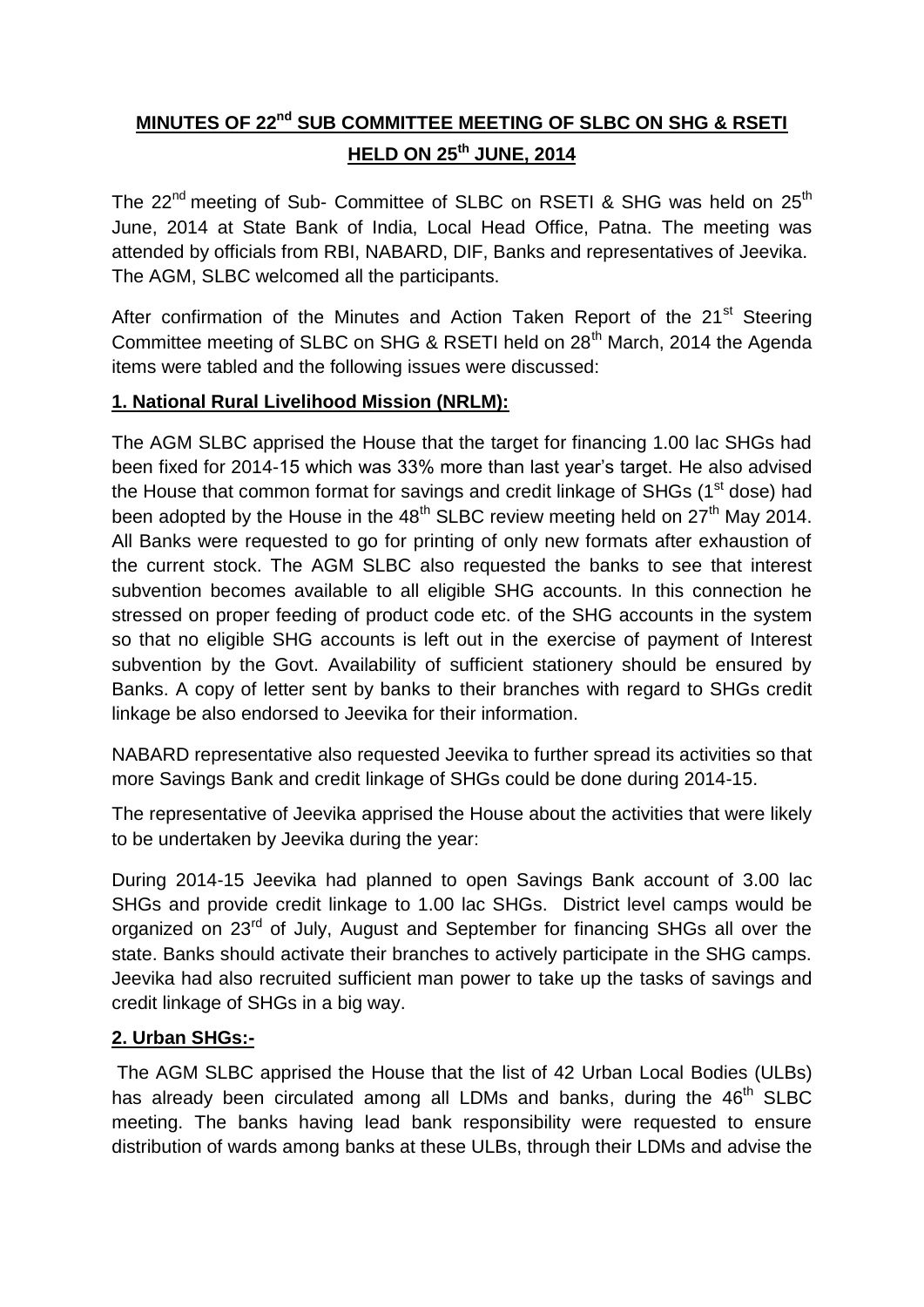# MINUTES OF 22nd SUB COMMITTEE MEETING OF SLBC ON SHG & RSETI HELD ON 25th JUNE, 2014

The 22nd meeting of Sub- Committee of SLBC on RSETI & SHG was held on 25th June, 2014 at State Bank of India, Local Head Office, Patna. The meeting was attended by officials from RBI, NABARD, DIF, Banks and representatives of Jeevika. The AGM, SLBC welcomed all the participants.

After confirmation of the Minutes and Action Taken Report of the 21st Steering Committee meeting of SLBC on SHG & RSETI held on 28th March, 2014 the Agenda items were tabled and the following issues were discussed:

## 1. National Rural Livelihood Mission (NRLM):

The AGM SLBC apprised the House that the target for financing 1.00 lac SHGs had been fixed for 2014-15 which was 33% more than last year's target. He also advised the House that common format for savings and credit linkage of SHGs (1st dose) had been adopted by the House in the 48th SLBC review meeting held on 27th May 2014. All Banks were requested to go for printing of only new formats after exhaustion of the current stock. The AGM SLBC also requested the banks to see that interest subvention becomes available to all eligible SHG accounts. In this connection he stressed on proper feeding of product code etc. of the SHG accounts in the system so that no eligible SHG accounts is left out in the exercise of payment of Interest subvention by the Govt. Availability of sufficient stationery should be ensured by Banks. A copy of letter sent by banks to their branches with regard to SHGs credit linkage be also endorsed to Jeevika for their information.

NABARD representative also requested Jeevika to further spread its activities so that more Savings Bank and credit linkage of SHGs could be done during 2014-15.

The representative of Jeevika apprised the House about the activities that were likely to be undertaken by Jeevika during the year:

During 2014-15 Jeevika had planned to open Savings Bank account of 3.00 lac SHGs and provide credit linkage to 1.00 lac SHGs. District level camps would be organized on 23rd of July, August and September for financing SHGs all over the state. Banks should activate their branches to actively participate in the SHG camps. Jeevika had also recruited sufficient man power to take up the tasks of savings and credit linkage of SHGs in a big way.

## 2. Urban SHGs:-

The AGM SLBC apprised the House that the list of 42 Urban Local Bodies (ULBs) has already been circulated among all LDMs and banks, during the 46th SLBC meeting. The banks having lead bank responsibility were requested to ensure distribution of wards among banks at these ULBs, through their LDMs and advise the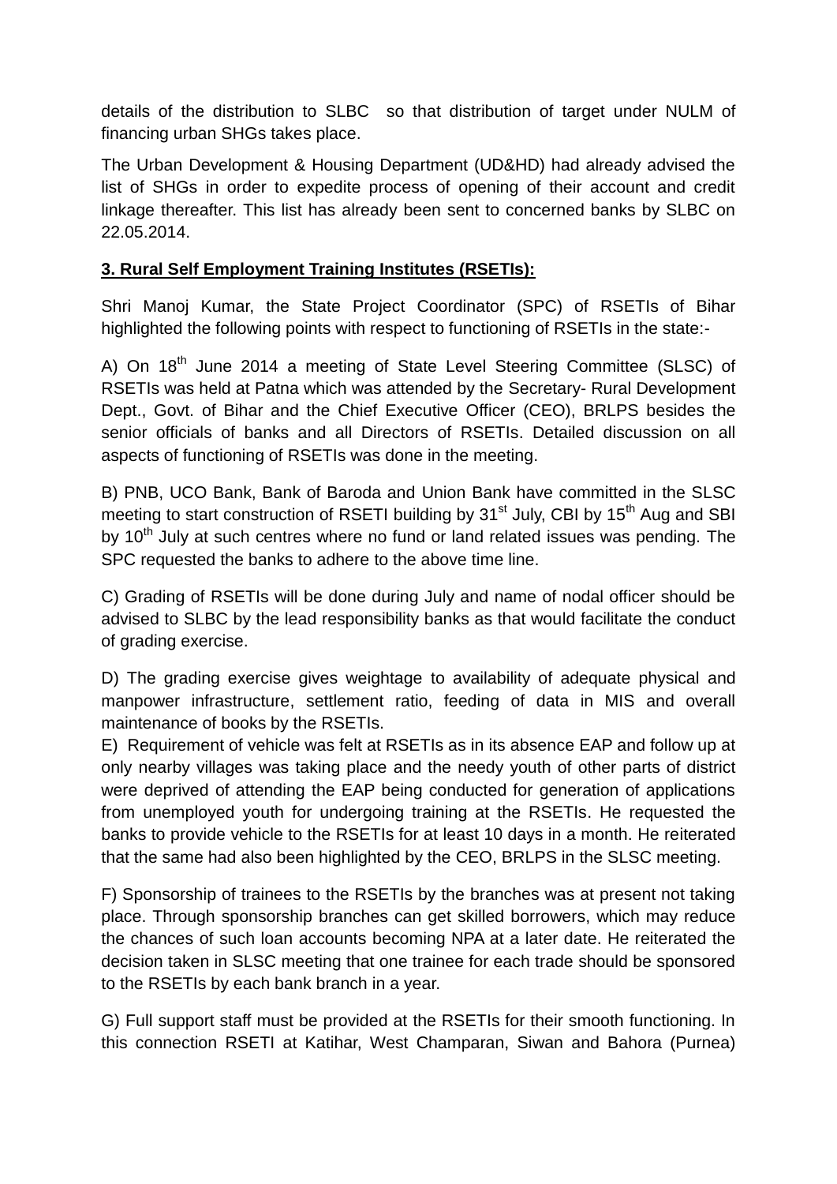details of the distribution to SLBC so that distribution of target under NULM of financing urban SHGs takes place.

The Urban Development & Housing Department (UD&HD) had already advised the list of SHGs in order to expedite process of opening of their account and credit linkage thereafter. This list has already been sent to concerned banks by SLBC on 22.05.2014.

**3. Rural Self Employment Training Institutes (RSETIs):**

Shri Manoj Kumar, the State Project Coordinator (SPC) of RSETIs of Bihar highlighted the following points with respect to functioning of RSETIs in the state:-

A) On 18th June 2014 a meeting of State Level Steering Committee (SLSC) of RSETIs was held at Patna which was attended by the Secretary- Rural Development Dept., Govt. of Bihar and the Chief Executive Officer (CEO), BRLPS besides the senior officials of banks and all Directors of RSETIs. Detailed discussion on all aspects of functioning of RSETIs was done in the meeting.

B) PNB, UCO Bank, Bank of Baroda and Union Bank have committed in the SLSC meeting to start construction of RSETI building by 31st July, CBI by 15th Aug and SBI by 10th July at such centres where no fund or land related issues was pending. The SPC requested the banks to adhere to the above time line.

C) Grading of RSETIs will be done during July and name of nodal officer should be advised to SLBC by the lead responsibility banks as that would facilitate the conduct of grading exercise.

D) The grading exercise gives weightage to availability of adequate physical and manpower infrastructure, settlement ratio, feeding of data in MIS and overall maintenance of books by the RSETIs.

E) Requirement of vehicle was felt at RSETIs as in its absence EAP and follow up at only nearby villages was taking place and the needy youth of other parts of district were deprived of attending the EAP being conducted for generation of applications from unemployed youth for undergoing training at the RSETIs. He requested the banks to provide vehicle to the RSETIs for at least 10 days in a month. He reiterated that the same had also been highlighted by the CEO, BRLPS in the SLSC meeting.

F) Sponsorship of trainees to the RSETIs by the branches was at present not taking place. Through sponsorship branches can get skilled borrowers, which may reduce the chances of such loan accounts becoming NPA at a later date. He reiterated the decision taken in SLSC meeting that one trainee for each trade should be sponsored to the RSETIs by each bank branch in a year.

G) Full support staff must be provided at the RSETIs for their smooth functioning. In this connection RSETI at Katihar, West Champaran, Siwan and Bahora (Purnea)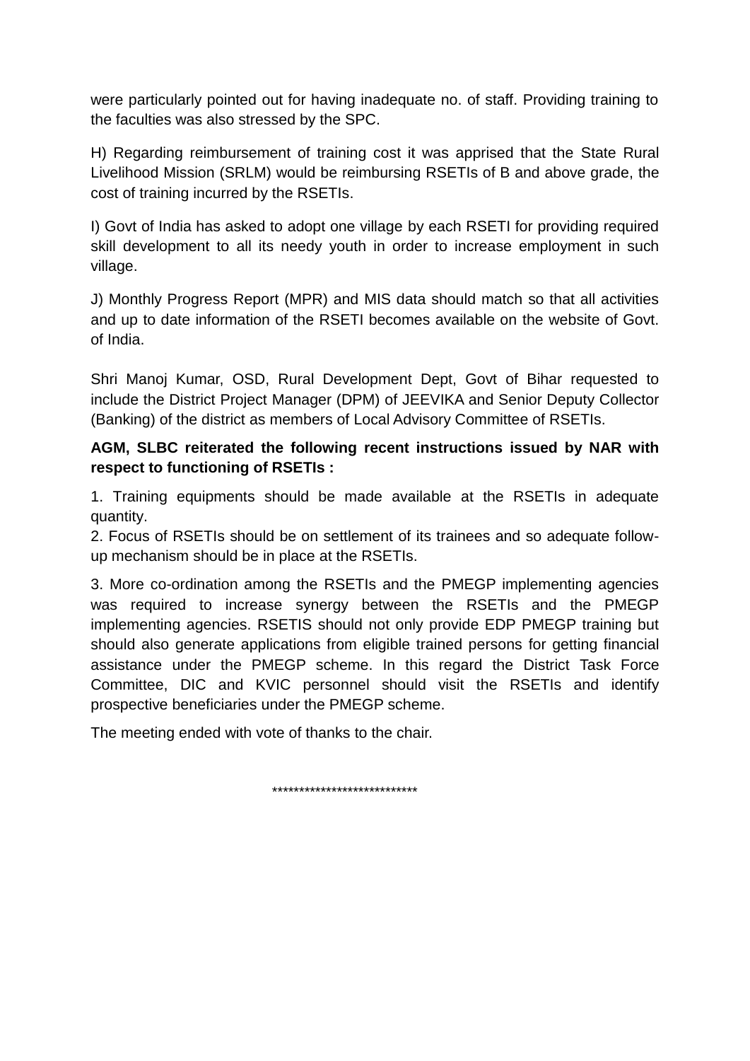were particularly pointed out for having inadequate no. of staff. Providing training to the faculties was also stressed by the SPC.

H) Regarding reimbursement of training cost it was apprised that the State Rural Livelihood Mission (SRLM) would be reimbursing RSETIs of B and above grade, the cost of training incurred by the RSETIs.

I) Govt of India has asked to adopt one village by each RSETI for providing required skill development to all its needy youth in order to increase employment in such village.

J) Monthly Progress Report (MPR) and MIS data should match so that all activities and up to date information of the RSETI becomes available on the website of Govt. of India.

Shri Manoj Kumar, OSD, Rural Development Dept, Govt of Bihar requested to include the District Project Manager (DPM) of JEEVIKA and Senior Deputy Collector (Banking) of the district as members of Local Advisory Committee of RSETIs.

**AGM, SLBC reiterated the following recent instructions issued by NAR with respect to functioning of RSETIs :**

1. Training equipments should be made available at the RSETIs in adequate quantity.
2. Focus of RSETIs should be on settlement of its trainees and so adequate follow-up mechanism should be in place at the RSETIs.

3. More co-ordination among the RSETIs and the PMEGP implementing agencies was required to increase synergy between the RSETIs and the PMEGP implementing agencies. RSETIS should not only provide EDP PMEGP training but should also generate applications from eligible trained persons for getting financial assistance under the PMEGP scheme. In this regard the District Task Force Committee, DIC and KVIC personnel should visit the RSETIs and identify prospective beneficiaries under the PMEGP scheme.

The meeting ended with vote of thanks to the chair.

***************************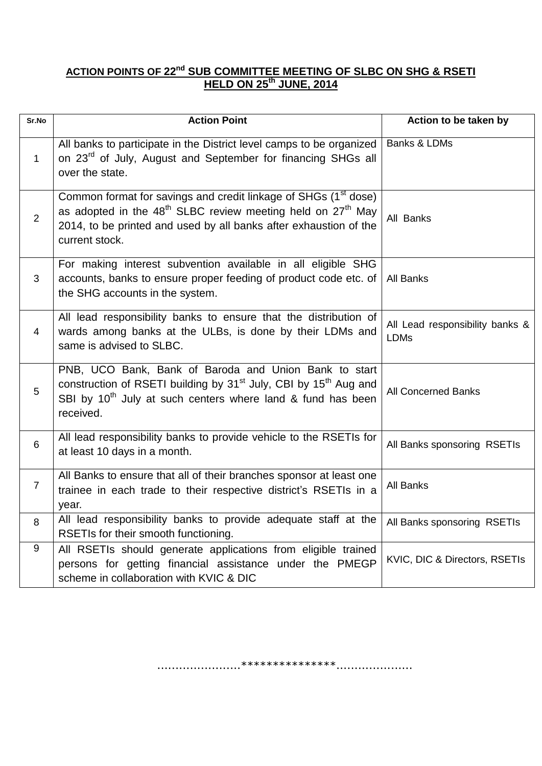## ACTION POINTS OF 22nd SUB COMMITTEE MEETING OF SLBC ON SHG & RSETI HELD ON 25th JUNE, 2014

| Sr.No | Action Point | Action to be taken by |
|---|---|---|
| 1 | All banks to participate in the District level camps to be organized on 23rd of July, August and September for financing SHGs all over the state. | Banks & LDMs |
| 2 | Common format for savings and credit linkage of SHGs (1st dose) as adopted in the 48th SLBC review meeting held on 27th May 2014, to be printed and used by all banks after exhaustion of the current stock. | All Banks |
| 3 | For making interest subvention available in all eligible SHG accounts, banks to ensure proper feeding of product code etc. of the SHG accounts in the system. | All Banks |
| 4 | All lead responsibility banks to ensure that the distribution of wards among banks at the ULBs, is done by their LDMs and same is advised to SLBC. | All Lead responsibility banks & LDMs |
| 5 | PNB, UCO Bank, Bank of Baroda and Union Bank to start construction of RSETI building by 31st July, CBI by 15th Aug and SBI by 10th July at such centers where land & fund has been received. | All Concerned Banks |
| 6 | All lead responsibility banks to provide vehicle to the RSETIs for at least 10 days in a month. | All Banks sponsoring RSETIs |
| 7 | All Banks to ensure that all of their branches sponsor at least one trainee in each trade to their respective district's RSETIs in a year. | All Banks |
| 8 | All lead responsibility banks to provide adequate staff at the RSETIs for their smooth functioning. | All Banks sponsoring RSETIs |
| 9 | All RSETIs should generate applications from eligible trained persons for getting financial assistance under the PMEGP scheme in collaboration with KVIC & DIC | KVIC, DIC & Directors, RSETIs |

……………………***************…………………